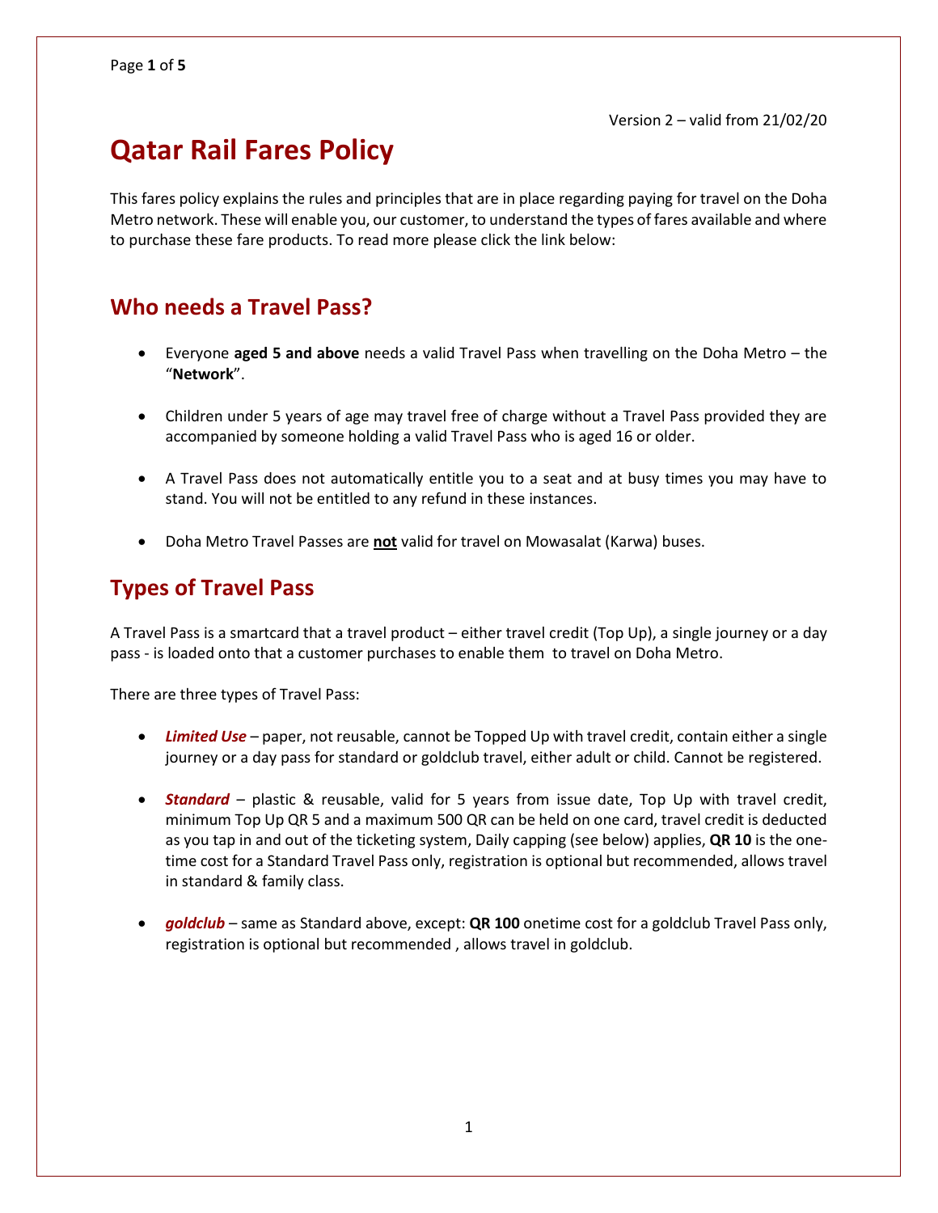Version 2 – valid from 21/02/20

# Qatar Rail Fares Policy

This fares policy explains the rules and principles that are in place regarding paying for travel on the Doha Metro network. These will enable you, our customer, to understand the types of fares available and where to purchase these fare products. To read more please click the link below:

## Who needs a Travel Pass?

- Everyone **aged 5 and above** needs a valid Travel Pass when travelling on the Doha Metro – the "**Network**".
- Children under 5 years of age may travel free of charge without a Travel Pass provided they are accompanied by someone holding a valid Travel Pass who is aged 16 or older.
- A Travel Pass does not automatically entitle you to a seat and at busy times you may have to stand. You will not be entitled to any refund in these instances.
- Doha Metro Travel Passes are **not** valid for travel on Mowasalat (Karwa) buses.

## Types of Travel Pass

A Travel Pass is a smartcard that a travel product – either travel credit (Top Up), a single journey or a day pass - is loaded onto that a customer purchases to enable them to travel on Doha Metro.

There are three types of Travel Pass:

- ***Limited Use*** – paper, not reusable, cannot be Topped Up with travel credit, contain either a single journey or a day pass for standard or goldclub travel, either adult or child. Cannot be registered.
- ***Standard*** – plastic & reusable, valid for 5 years from issue date, Top Up with travel credit, minimum Top Up QR 5 and a maximum 500 QR can be held on one card, travel credit is deducted as you tap in and out of the ticketing system, Daily capping (see below) applies, **QR 10** is the one-time cost for a Standard Travel Pass only, registration is optional but recommended, allows travel in standard & family class.
- ***goldclub*** – same as Standard above, except: **QR 100** onetime cost for a goldclub Travel Pass only, registration is optional but recommended , allows travel in goldclub.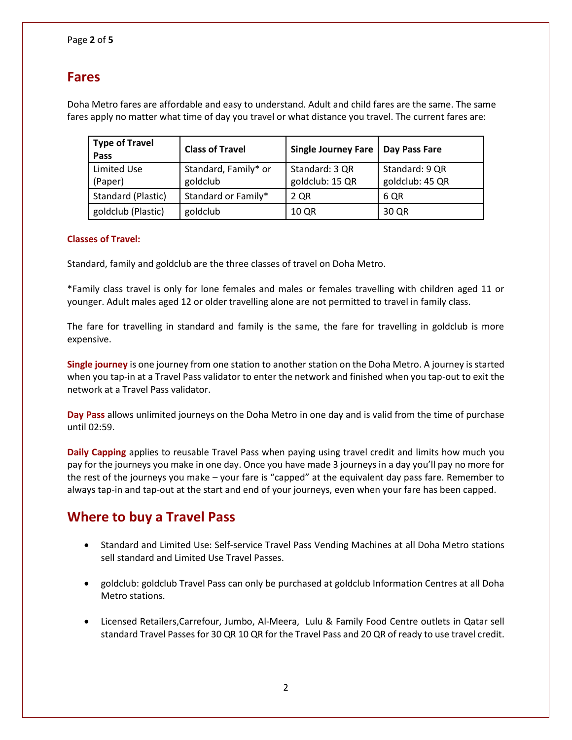## Fares

Doha Metro fares are affordable and easy to understand. Adult and child fares are the same. The same fares apply no matter what time of day you travel or what distance you travel. The current fares are:

| Type of Travel Pass | Class of Travel | Single Journey Fare | Day Pass Fare |
|---|---|---|---|
| Limited Use (Paper) | Standard, Family* or goldclub | Standard: 3 QR<br>goldclub: 15 QR | Standard: 9 QR<br>goldclub: 45 QR |
| Standard (Plastic) | Standard or Family* | 2 QR | 6 QR |
| goldclub (Plastic) | goldclub | 10 QR | 30 QR |

**Classes of Travel:**

Standard, family and goldclub are the three classes of travel on Doha Metro.

*Family class travel is only for lone females and males or females travelling with children aged 11 or younger. Adult males aged 12 or older travelling alone are not permitted to travel in family class.

The fare for travelling in standard and family is the same, the fare for travelling in goldclub is more expensive.

**Single journey** is one journey from one station to another station on the Doha Metro. A journey is started when you tap-in at a Travel Pass validator to enter the network and finished when you tap-out to exit the network at a Travel Pass validator.

**Day Pass** allows unlimited journeys on the Doha Metro in one day and is valid from the time of purchase until 02:59.

**Daily Capping** applies to reusable Travel Pass when paying using travel credit and limits how much you pay for the journeys you make in one day. Once you have made 3 journeys in a day you'll pay no more for the rest of the journeys you make – your fare is "capped" at the equivalent day pass fare. Remember to always tap-in and tap-out at the start and end of your journeys, even when your fare has been capped.

## Where to buy a Travel Pass

- Standard and Limited Use: Self-service Travel Pass Vending Machines at all Doha Metro stations sell standard and Limited Use Travel Passes.
- goldclub: goldclub Travel Pass can only be purchased at goldclub Information Centres at all Doha Metro stations.
- Licensed Retailers,Carrefour, Jumbo, Al-Meera, Lulu & Family Food Centre outlets in Qatar sell standard Travel Passes for 30 QR 10 QR for the Travel Pass and 20 QR of ready to use travel credit.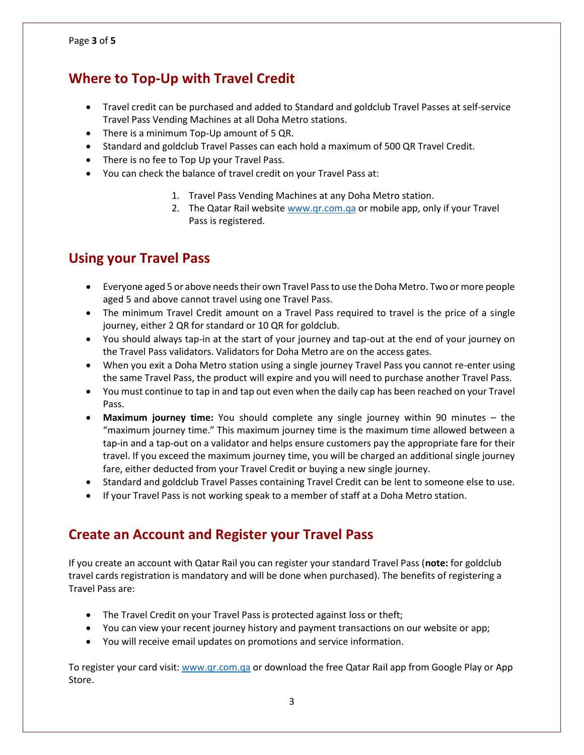## Where to Top-Up with Travel Credit

- Travel credit can be purchased and added to Standard and goldclub Travel Passes at self-service Travel Pass Vending Machines at all Doha Metro stations.
- There is a minimum Top-Up amount of 5 QR.
- Standard and goldclub Travel Passes can each hold a maximum of 500 QR Travel Credit.
- There is no fee to Top Up your Travel Pass.
- You can check the balance of travel credit on your Travel Pass at:

  1. Travel Pass Vending Machines at any Doha Metro station.
  2. The Qatar Rail website [www.qr.com.qa](www.qr.com.qa) or mobile app, only if your Travel Pass is registered.

## Using your Travel Pass

- Everyone aged 5 or above needs their own Travel Pass to use the Doha Metro. Two or more people aged 5 and above cannot travel using one Travel Pass.
- The minimum Travel Credit amount on a Travel Pass required to travel is the price of a single journey, either 2 QR for standard or 10 QR for goldclub.
- You should always tap-in at the start of your journey and tap-out at the end of your journey on the Travel Pass validators. Validators for Doha Metro are on the access gates.
- When you exit a Doha Metro station using a single journey Travel Pass you cannot re-enter using the same Travel Pass, the product will expire and you will need to purchase another Travel Pass.
- You must continue to tap in and tap out even when the daily cap has been reached on your Travel Pass.
- **Maximum journey time:** You should complete any single journey within 90 minutes – the "maximum journey time." This maximum journey time is the maximum time allowed between a tap-in and a tap-out on a validator and helps ensure customers pay the appropriate fare for their travel. If you exceed the maximum journey time, you will be charged an additional single journey fare, either deducted from your Travel Credit or buying a new single journey.
- Standard and goldclub Travel Passes containing Travel Credit can be lent to someone else to use.
- If your Travel Pass is not working speak to a member of staff at a Doha Metro station.

## Create an Account and Register your Travel Pass

If you create an account with Qatar Rail you can register your standard Travel Pass (**note:** for goldclub travel cards registration is mandatory and will be done when purchased). The benefits of registering a Travel Pass are:

- The Travel Credit on your Travel Pass is protected against loss or theft;
- You can view your recent journey history and payment transactions on our website or app;
- You will receive email updates on promotions and service information.

To register your card visit: [www.qr.com.qa](www.qr.com.qa) or download the free Qatar Rail app from Google Play or App Store.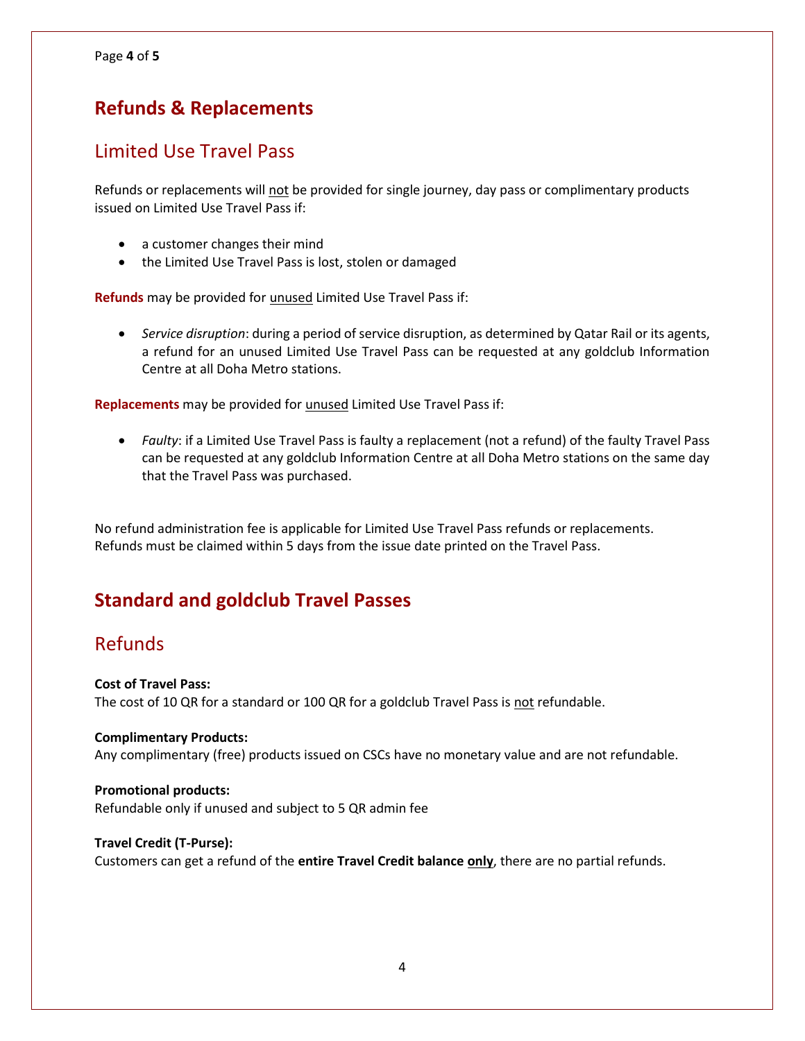## Refunds & Replacements

### Limited Use Travel Pass

Refunds or replacements will <u>not</u> be provided for single journey, day pass or complimentary products issued on Limited Use Travel Pass if:

- a customer changes their mind
- the Limited Use Travel Pass is lost, stolen or damaged

**Refunds** may be provided for <u>unused</u> Limited Use Travel Pass if:

- *Service disruption*: during a period of service disruption, as determined by Qatar Rail or its agents, a refund for an unused Limited Use Travel Pass can be requested at any goldclub Information Centre at all Doha Metro stations.

**Replacements** may be provided for <u>unused</u> Limited Use Travel Pass if:

- *Faulty*: if a Limited Use Travel Pass is faulty a replacement (not a refund) of the faulty Travel Pass can be requested at any goldclub Information Centre at all Doha Metro stations on the same day that the Travel Pass was purchased.

No refund administration fee is applicable for Limited Use Travel Pass refunds or replacements.
Refunds must be claimed within 5 days from the issue date printed on the Travel Pass.

## Standard and goldclub Travel Passes

### Refunds

**Cost of Travel Pass:**
The cost of 10 QR for a standard or 100 QR for a goldclub Travel Pass is <u>not</u> refundable.

**Complimentary Products:**
Any complimentary (free) products issued on CSCs have no monetary value and are not refundable.

**Promotional products:**
Refundable only if unused and subject to 5 QR admin fee

**Travel Credit (T-Purse):**
Customers can get a refund of the **entire Travel Credit balance <u>only</u>**, there are no partial refunds.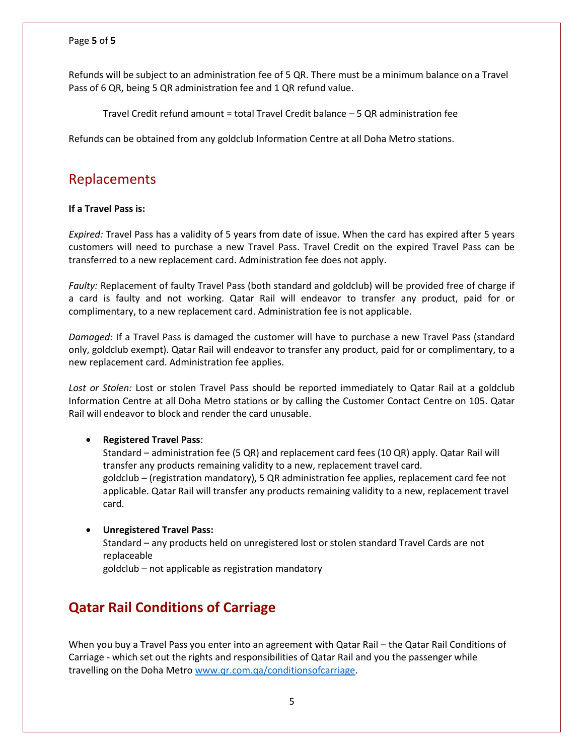Refunds will be subject to an administration fee of 5 QR. There must be a minimum balance on a Travel Pass of 6 QR, being 5 QR administration fee and 1 QR refund value.

Travel Credit refund amount = total Travel Credit balance – 5 QR administration fee

Refunds can be obtained from any goldclub Information Centre at all Doha Metro stations.

## Replacements

**If a Travel Pass is:**

*Expired:* Travel Pass has a validity of 5 years from date of issue. When the card has expired after 5 years customers will need to purchase a new Travel Pass. Travel Credit on the expired Travel Pass can be transferred to a new replacement card. Administration fee does not apply.

*Faulty:* Replacement of faulty Travel Pass (both standard and goldclub) will be provided free of charge if a card is faulty and not working. Qatar Rail will endeavor to transfer any product, paid for or complimentary, to a new replacement card. Administration fee is not applicable.

*Damaged:* If a Travel Pass is damaged the customer will have to purchase a new Travel Pass (standard only, goldclub exempt). Qatar Rail will endeavor to transfer any product, paid for or complimentary, to a new replacement card. Administration fee applies.

*Lost or Stolen:* Lost or stolen Travel Pass should be reported immediately to Qatar Rail at a goldclub Information Centre at all Doha Metro stations or by calling the Customer Contact Centre on 105. Qatar Rail will endeavor to block and render the card unusable.

- **Registered Travel Pass**:
  Standard – administration fee (5 QR) and replacement card fees (10 QR) apply. Qatar Rail will transfer any products remaining validity to a new, replacement travel card.
  goldclub – (registration mandatory), 5 QR administration fee applies, replacement card fee not applicable. Qatar Rail will transfer any products remaining validity to a new, replacement travel card.

- **Unregistered Travel Pass:**
  Standard – any products held on unregistered lost or stolen standard Travel Cards are not replaceable
  goldclub – not applicable as registration mandatory

## Qatar Rail Conditions of Carriage

When you buy a Travel Pass you enter into an agreement with Qatar Rail – the Qatar Rail Conditions of Carriage - which set out the rights and responsibilities of Qatar Rail and you the passenger while travelling on the Doha Metro [www.qr.com.qa/conditionsofcarriage](www.qr.com.qa/conditionsofcarriage).